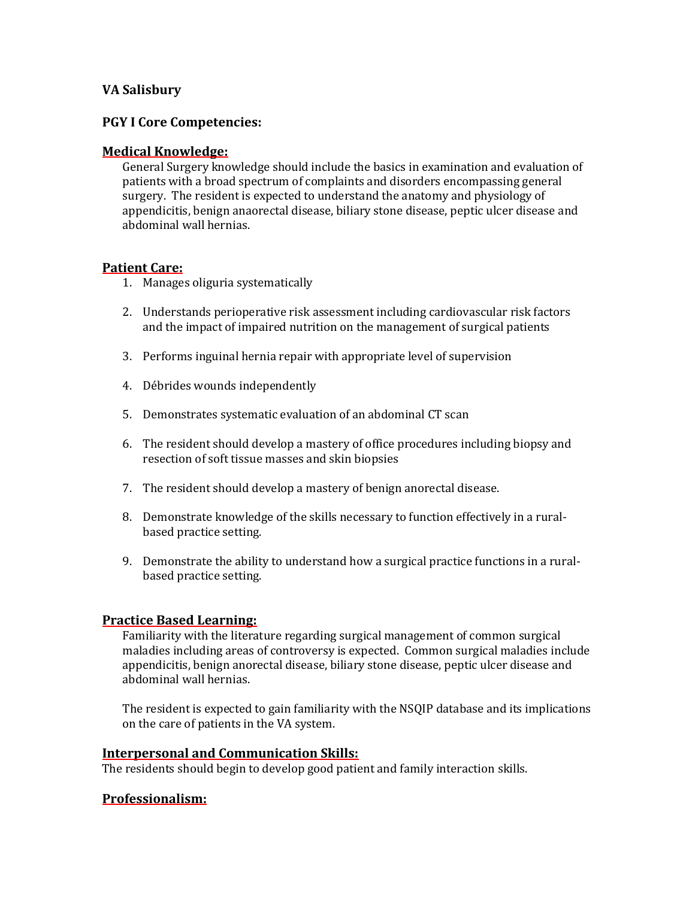**VA Salisbury**

**PGY I Core Competencies:**

## Medical Knowledge:

General Surgery knowledge should include the basics in examination and evaluation of patients with a broad spectrum of complaints and disorders encompassing general surgery. The resident is expected to understand the anatomy and physiology of appendicitis, benign anaorectal disease, biliary stone disease, peptic ulcer disease and abdominal wall hernias.

## Patient Care:

1. Manages oliguria systematically
2. Understands perioperative risk assessment including cardiovascular risk factors and the impact of impaired nutrition on the management of surgical patients
3. Performs inguinal hernia repair with appropriate level of supervision
4. Débrides wounds independently
5. Demonstrates systematic evaluation of an abdominal CT scan
6. The resident should develop a mastery of office procedures including biopsy and resection of soft tissue masses and skin biopsies
7. The resident should develop a mastery of benign anorectal disease.
8. Demonstrate knowledge of the skills necessary to function effectively in a rural-based practice setting.
9. Demonstrate the ability to understand how a surgical practice functions in a rural-based practice setting.

## Practice Based Learning:

Familiarity with the literature regarding surgical management of common surgical maladies including areas of controversy is expected. Common surgical maladies include appendicitis, benign anorectal disease, biliary stone disease, peptic ulcer disease and abdominal wall hernias.

The resident is expected to gain familiarity with the NSQIP database and its implications on the care of patients in the VA system.

## Interpersonal and Communication Skills:

The residents should begin to develop good patient and family interaction skills.

## Professionalism: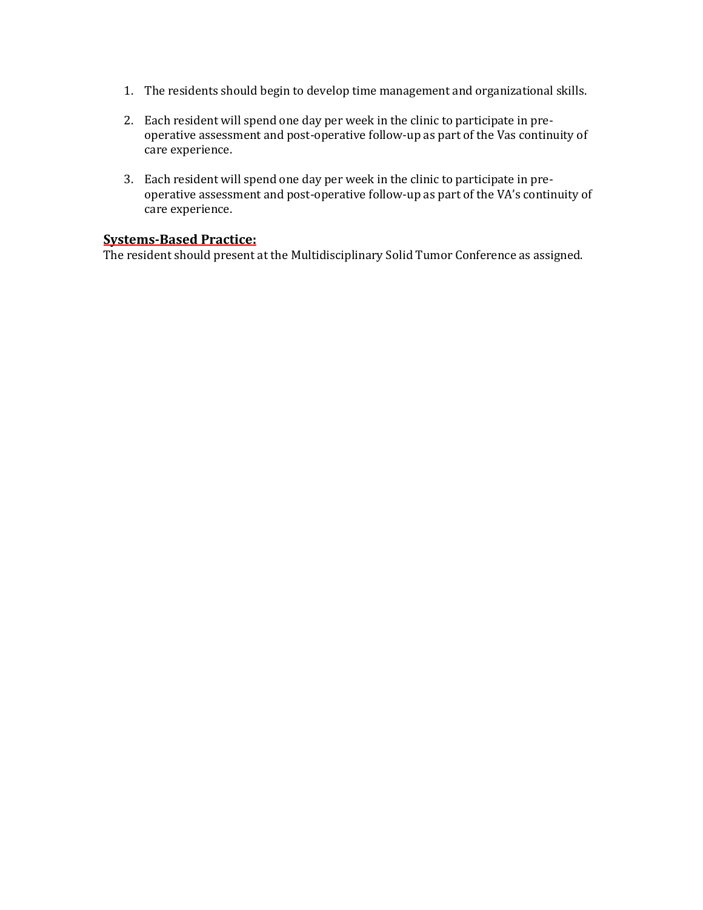1. The residents should begin to develop time management and organizational skills.

2. Each resident will spend one day per week in the clinic to participate in pre-operative assessment and post-operative follow-up as part of the Vas continuity of care experience.

3. Each resident will spend one day per week in the clinic to participate in pre-operative assessment and post-operative follow-up as part of the VA's continuity of care experience.

**Systems-Based Practice:**

The resident should present at the Multidisciplinary Solid Tumor Conference as assigned.